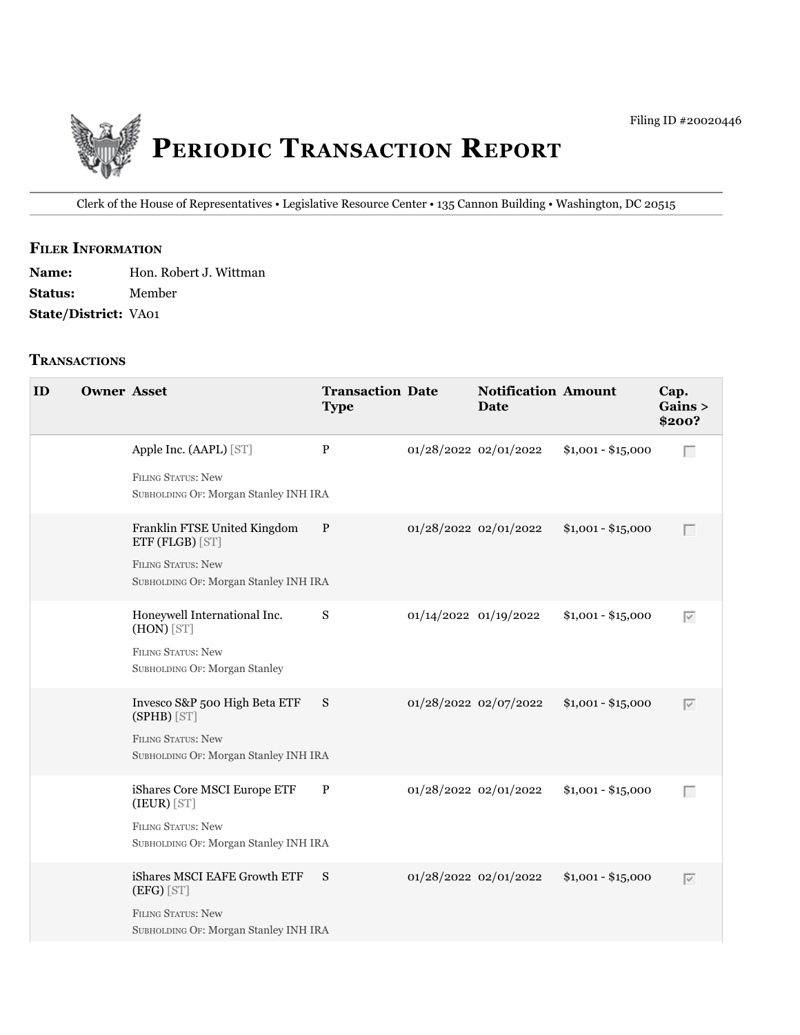Filing ID #20020446

# Periodic Transaction Report

Clerk of the House of Representatives • Legislative Resource Center • 135 Cannon Building • Washington, DC 20515

## Filer Information

**Name:** Hon. Robert J. Wittman
**Status:** Member
**State/District:** VA01

## Transactions

| ID | Owner | Asset | Transaction Type | Date | Notification Date | Amount | Cap. Gains > $200? |
|---|---|---|---|---|---|---|---|
| | | Apple Inc. (AAPL) [ST]<br>Filing Status: New<br>Subholding Of: Morgan Stanley INH IRA | P | 01/28/2022 | 02/01/2022 | $1,001 - $15,000 | ☐ |
| | | Franklin FTSE United Kingdom ETF (FLGB) [ST]<br>Filing Status: New<br>Subholding Of: Morgan Stanley INH IRA | P | 01/28/2022 | 02/01/2022 | $1,001 - $15,000 | ☐ |
| | | Honeywell International Inc. (HON) [ST]<br>Filing Status: New<br>Subholding Of: Morgan Stanley | S | 01/14/2022 | 01/19/2022 | $1,001 - $15,000 | ☑ |
| | | Invesco S&P 500 High Beta ETF (SPHB) [ST]<br>Filing Status: New<br>Subholding Of: Morgan Stanley INH IRA | S | 01/28/2022 | 02/07/2022 | $1,001 - $15,000 | ☑ |
| | | iShares Core MSCI Europe ETF (IEUR) [ST]<br>Filing Status: New<br>Subholding Of: Morgan Stanley INH IRA | P | 01/28/2022 | 02/01/2022 | $1,001 - $15,000 | ☐ |
| | | iShares MSCI EAFE Growth ETF (EFG) [ST]<br>Filing Status: New<br>Subholding Of: Morgan Stanley INH IRA | S | 01/28/2022 | 02/01/2022 | $1,001 - $15,000 | ☑ |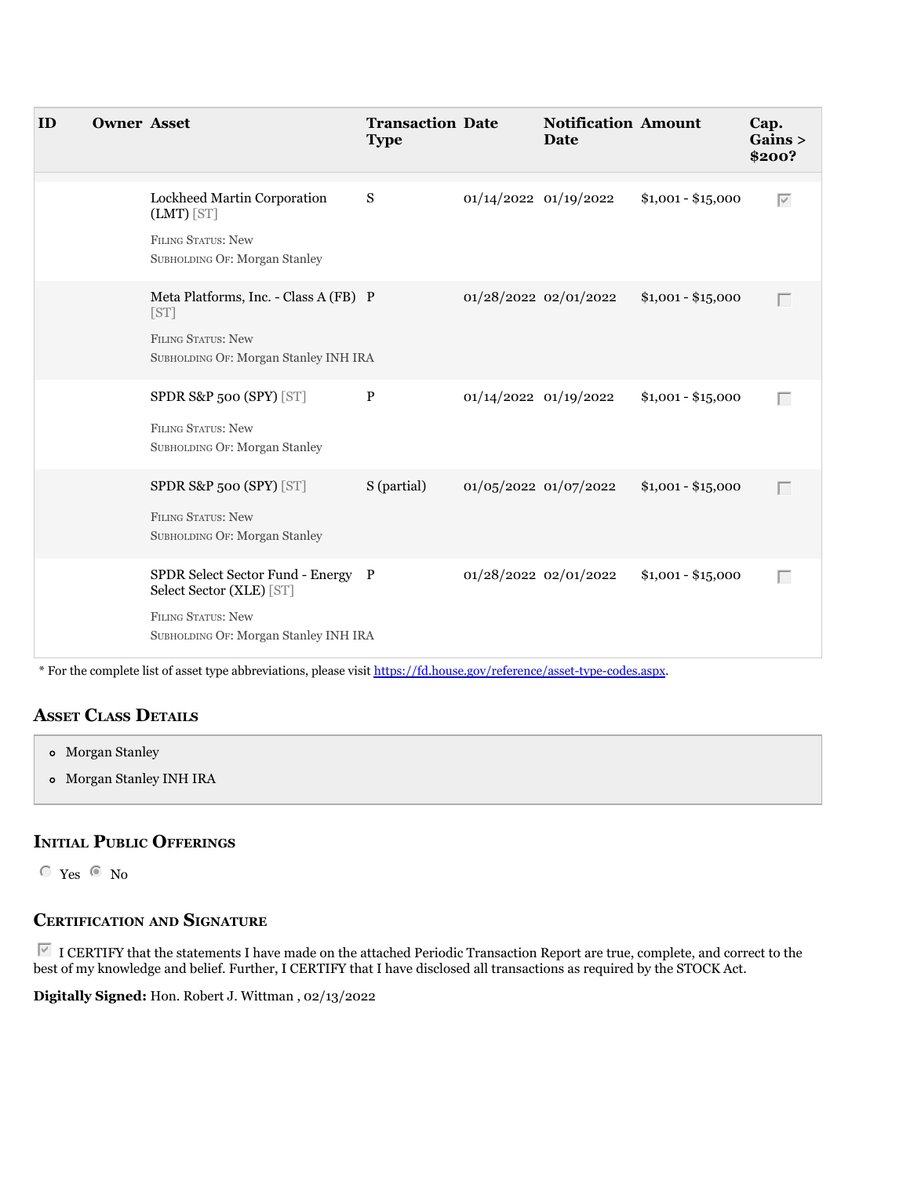| ID | Owner | Asset | Transaction Type | Date | Notification Date | Amount | Cap. Gains > $200? |
|---|---|---|---|---|---|---|---|
| | | Lockheed Martin Corporation (LMT) [ST]<br>FILING STATUS: New<br>SUBHOLDING OF: Morgan Stanley | S | 01/14/2022 | 01/19/2022 | $1,001 - $15,000 | ☑ |
| | | Meta Platforms, Inc. - Class A (FB) [ST]<br>FILING STATUS: New<br>SUBHOLDING OF: Morgan Stanley INH IRA | P | 01/28/2022 | 02/01/2022 | $1,001 - $15,000 | ☐ |
| | | SPDR S&P 500 (SPY) [ST]<br>FILING STATUS: New<br>SUBHOLDING OF: Morgan Stanley | P | 01/14/2022 | 01/19/2022 | $1,001 - $15,000 | ☐ |
| | | SPDR S&P 500 (SPY) [ST]<br>FILING STATUS: New<br>SUBHOLDING OF: Morgan Stanley | S (partial) | 01/05/2022 | 01/07/2022 | $1,001 - $15,000 | ☐ |
| | | SPDR Select Sector Fund - Energy Select Sector (XLE) [ST]<br>FILING STATUS: New<br>SUBHOLDING OF: Morgan Stanley INH IRA | P | 01/28/2022 | 02/01/2022 | $1,001 - $15,000 | ☐ |

* For the complete list of asset type abbreviations, please visit https://fd.house.gov/reference/asset-type-codes.aspx.

## Asset Class Details

- Morgan Stanley
- Morgan Stanley INH IRA

## Initial Public Offerings

○ Yes ◉ No

## Certification and Signature

☑ I CERTIFY that the statements I have made on the attached Periodic Transaction Report are true, complete, and correct to the best of my knowledge and belief. Further, I CERTIFY that I have disclosed all transactions as required by the STOCK Act.

**Digitally Signed:** Hon. Robert J. Wittman , 02/13/2022